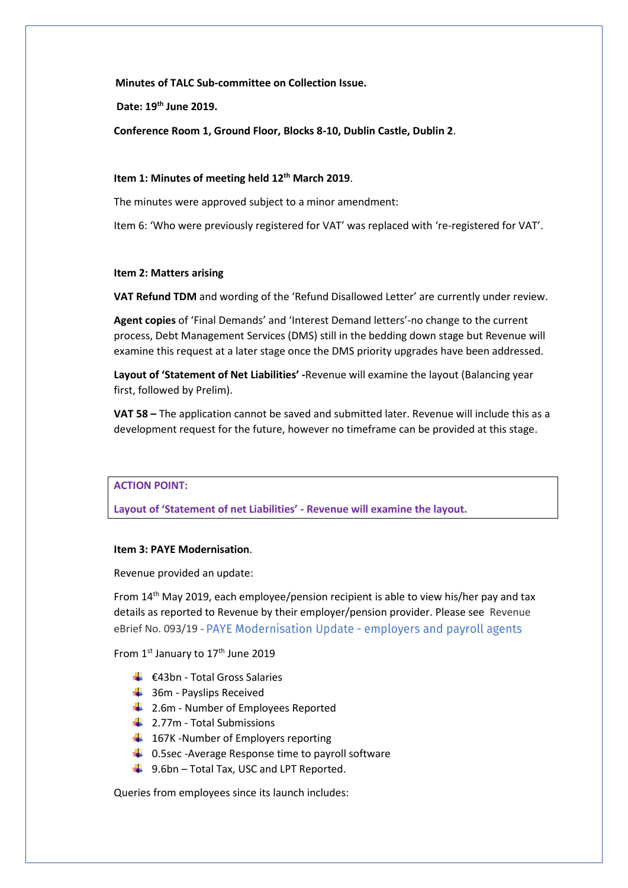**Minutes of TALC Sub-committee on Collection Issue.**

**Date: 19th June 2019.**

**Conference Room 1, Ground Floor, Blocks 8-10, Dublin Castle, Dublin 2**.

**Item 1: Minutes of meeting held 12th March 2019**.

The minutes were approved subject to a minor amendment:

Item 6: 'Who were previously registered for VAT' was replaced with 're-registered for VAT'.

**Item 2: Matters arising**

**VAT Refund TDM** and wording of the 'Refund Disallowed Letter' are currently under review.

**Agent copies** of 'Final Demands' and 'Interest Demand letters'-no change to the current process, Debt Management Services (DMS) still in the bedding down stage but Revenue will examine this request at a later stage once the DMS priority upgrades have been addressed.

**Layout of 'Statement of Net Liabilities' -**Revenue will examine the layout (Balancing year first, followed by Prelim).

**VAT 58 –** The application cannot be saved and submitted later. Revenue will include this as a development request for the future, however no timeframe can be provided at this stage.

**ACTION POINT:**

**Layout of 'Statement of net Liabilities' - Revenue will examine the layout.**

**Item 3: PAYE Modernisation**.

Revenue provided an update:

From 14th May 2019, each employee/pension recipient is able to view his/her pay and tax details as reported to Revenue by their employer/pension provider. Please see Revenue eBrief No. 093/19 - PAYE Modernisation Update - employers and payroll agents

From 1st January to 17th June 2019

- €43bn - Total Gross Salaries
- 36m - Payslips Received
- 2.6m - Number of Employees Reported
- 2.77m - Total Submissions
- 167K -Number of Employers reporting
- 0.5sec -Average Response time to payroll software
- 9.6bn – Total Tax, USC and LPT Reported.

Queries from employees since its launch includes: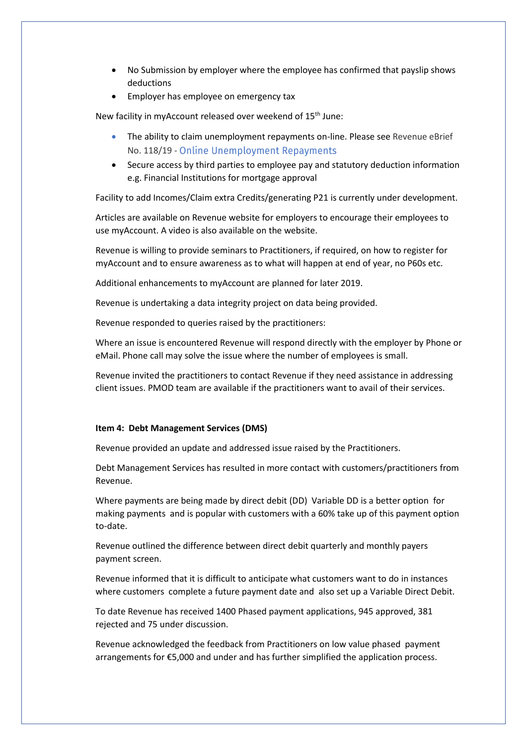- No Submission by employer where the employee has confirmed that payslip shows deductions
- Employer has employee on emergency tax

New facility in myAccount released over weekend of 15th June:

- The ability to claim unemployment repayments on-line. Please see Revenue eBrief No. 118/19 - Online Unemployment Repayments
- Secure access by third parties to employee pay and statutory deduction information e.g. Financial Institutions for mortgage approval

Facility to add Incomes/Claim extra Credits/generating P21 is currently under development.

Articles are available on Revenue website for employers to encourage their employees to use myAccount. A video is also available on the website.

Revenue is willing to provide seminars to Practitioners, if required, on how to register for myAccount and to ensure awareness as to what will happen at end of year, no P60s etc.

Additional enhancements to myAccount are planned for later 2019.

Revenue is undertaking a data integrity project on data being provided.

Revenue responded to queries raised by the practitioners:

Where an issue is encountered Revenue will respond directly with the employer by Phone or eMail. Phone call may solve the issue where the number of employees is small.

Revenue invited the practitioners to contact Revenue if they need assistance in addressing client issues. PMOD team are available if the practitioners want to avail of their services.

**Item 4: Debt Management Services (DMS)**

Revenue provided an update and addressed issue raised by the Practitioners.

Debt Management Services has resulted in more contact with customers/practitioners from Revenue.

Where payments are being made by direct debit (DD) Variable DD is a better option for making payments and is popular with customers with a 60% take up of this payment option to-date.

Revenue outlined the difference between direct debit quarterly and monthly payers payment screen.

Revenue informed that it is difficult to anticipate what customers want to do in instances where customers complete a future payment date and also set up a Variable Direct Debit.

To date Revenue has received 1400 Phased payment applications, 945 approved, 381 rejected and 75 under discussion.

Revenue acknowledged the feedback from Practitioners on low value phased payment arrangements for €5,000 and under and has further simplified the application process.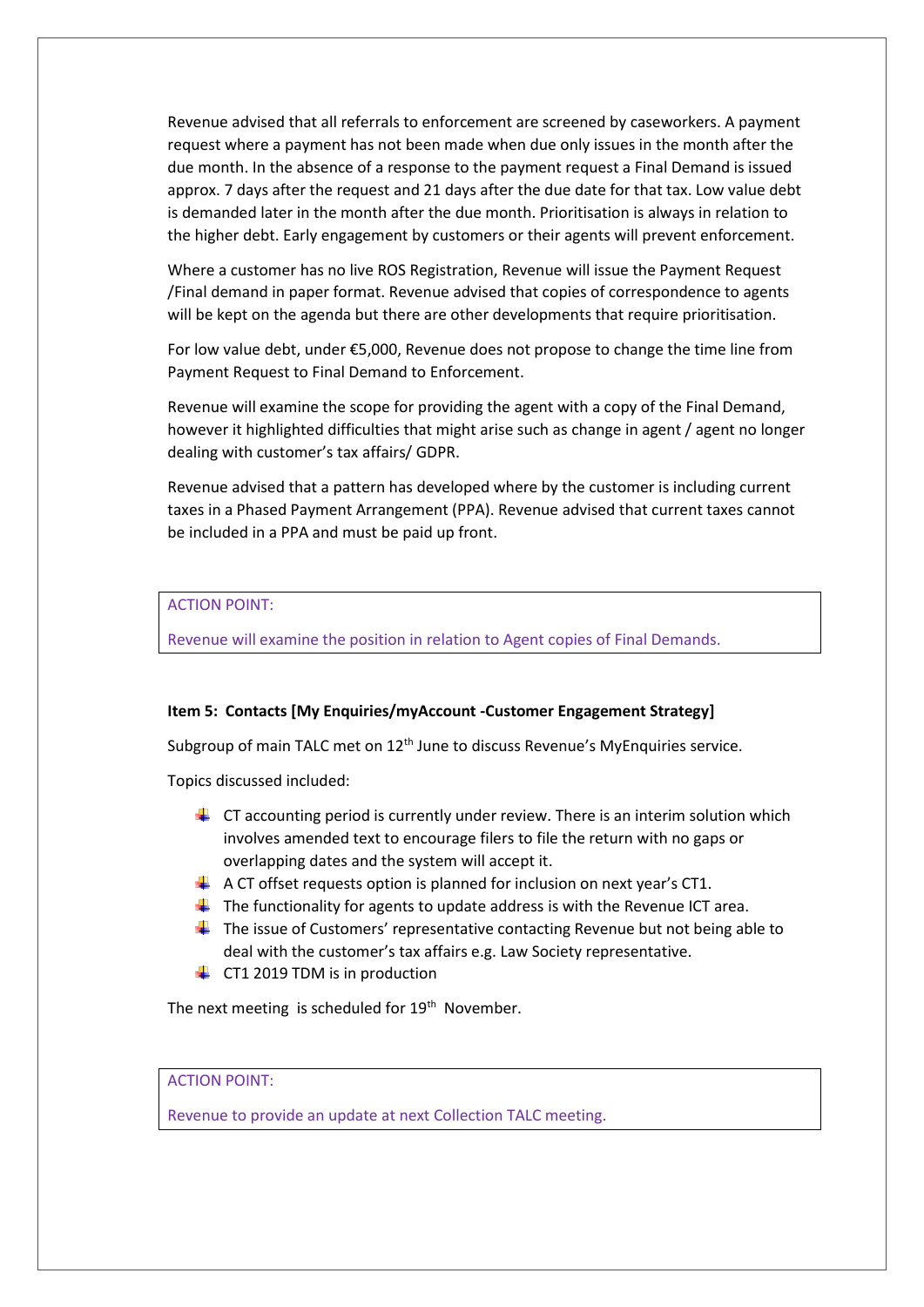Revenue advised that all referrals to enforcement are screened by caseworkers. A payment request where a payment has not been made when due only issues in the month after the due month. In the absence of a response to the payment request a Final Demand is issued approx. 7 days after the request and 21 days after the due date for that tax. Low value debt is demanded later in the month after the due month. Prioritisation is always in relation to the higher debt. Early engagement by customers or their agents will prevent enforcement.

Where a customer has no live ROS Registration, Revenue will issue the Payment Request /Final demand in paper format. Revenue advised that copies of correspondence to agents will be kept on the agenda but there are other developments that require prioritisation.

For low value debt, under €5,000, Revenue does not propose to change the time line from Payment Request to Final Demand to Enforcement.

Revenue will examine the scope for providing the agent with a copy of the Final Demand, however it highlighted difficulties that might arise such as change in agent / agent no longer dealing with customer's tax affairs/ GDPR.

Revenue advised that a pattern has developed where by the customer is including current taxes in a Phased Payment Arrangement (PPA). Revenue advised that current taxes cannot be included in a PPA and must be paid up front.

> ACTION POINT:
>
> Revenue will examine the position in relation to Agent copies of Final Demands.

**Item 5: Contacts [My Enquiries/myAccount -Customer Engagement Strategy]**

Subgroup of main TALC met on 12th June to discuss Revenue's MyEnquiries service.

Topics discussed included:

- CT accounting period is currently under review. There is an interim solution which involves amended text to encourage filers to file the return with no gaps or overlapping dates and the system will accept it.
- A CT offset requests option is planned for inclusion on next year's CT1.
- The functionality for agents to update address is with the Revenue ICT area.
- The issue of Customers' representative contacting Revenue but not being able to deal with the customer's tax affairs e.g. Law Society representative.
- CT1 2019 TDM is in production

The next meeting is scheduled for 19th November.

> ACTION POINT:
>
> Revenue to provide an update at next Collection TALC meeting.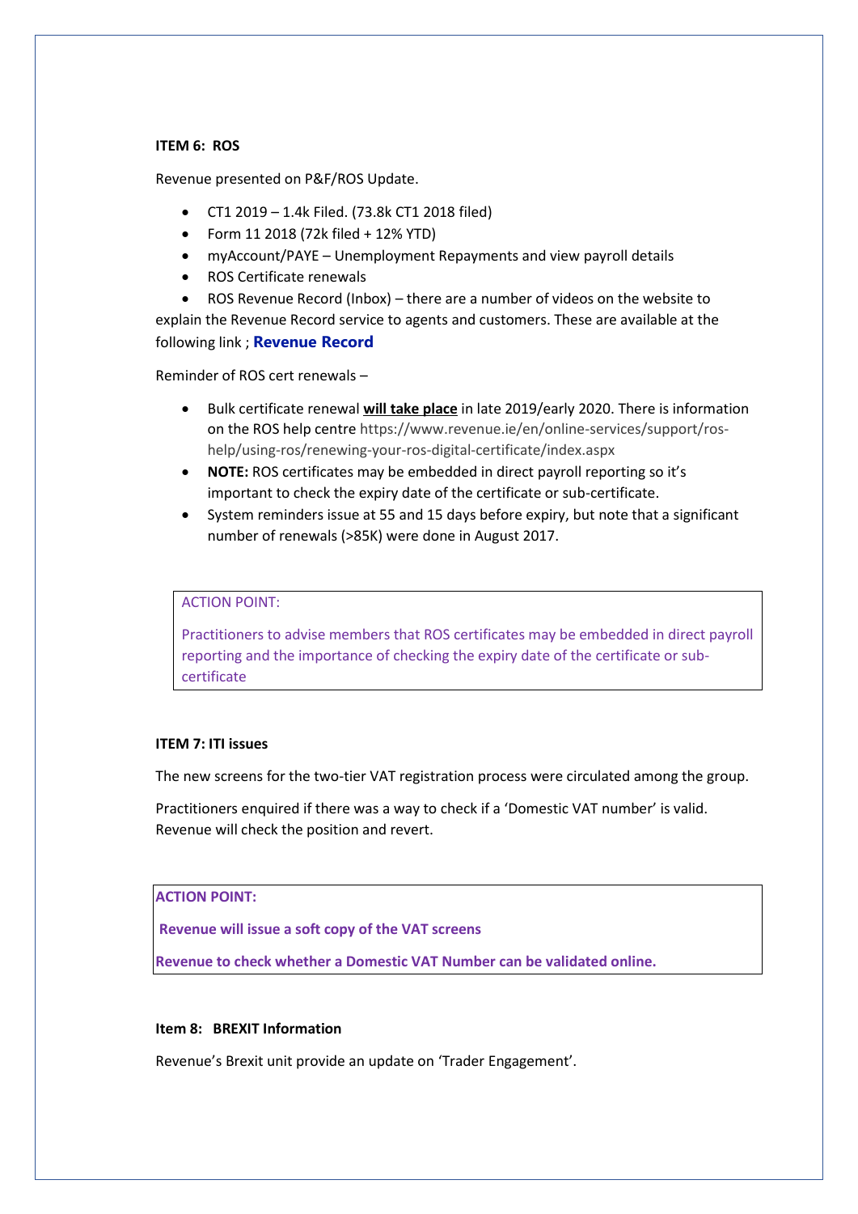**ITEM 6: ROS**

Revenue presented on P&F/ROS Update.

- CT1 2019 – 1.4k Filed. (73.8k CT1 2018 filed)
- Form 11 2018 (72k filed + 12% YTD)
- myAccount/PAYE – Unemployment Repayments and view payroll details
- ROS Certificate renewals
- ROS Revenue Record (Inbox) – there are a number of videos on the website to explain the Revenue Record service to agents and customers. These are available at the following link ; **Revenue Record**

Reminder of ROS cert renewals –

- Bulk certificate renewal **will take place** in late 2019/early 2020. There is information on the ROS help centre https://www.revenue.ie/en/online-services/support/ros-help/using-ros/renewing-your-ros-digital-certificate/index.aspx
- **NOTE:** ROS certificates may be embedded in direct payroll reporting so it's important to check the expiry date of the certificate or sub-certificate.
- System reminders issue at 55 and 15 days before expiry, but note that a significant number of renewals (>85K) were done in August 2017.

ACTION POINT:

Practitioners to advise members that ROS certificates may be embedded in direct payroll reporting and the importance of checking the expiry date of the certificate or sub-certificate

**ITEM 7: ITI issues**

The new screens for the two-tier VAT registration process were circulated among the group.

Practitioners enquired if there was a way to check if a 'Domestic VAT number' is valid. Revenue will check the position and revert.

**ACTION POINT:**

**Revenue will issue a soft copy of the VAT screens**

**Revenue to check whether a Domestic VAT Number can be validated online.**

**Item 8: BREXIT Information**

Revenue's Brexit unit provide an update on 'Trader Engagement'.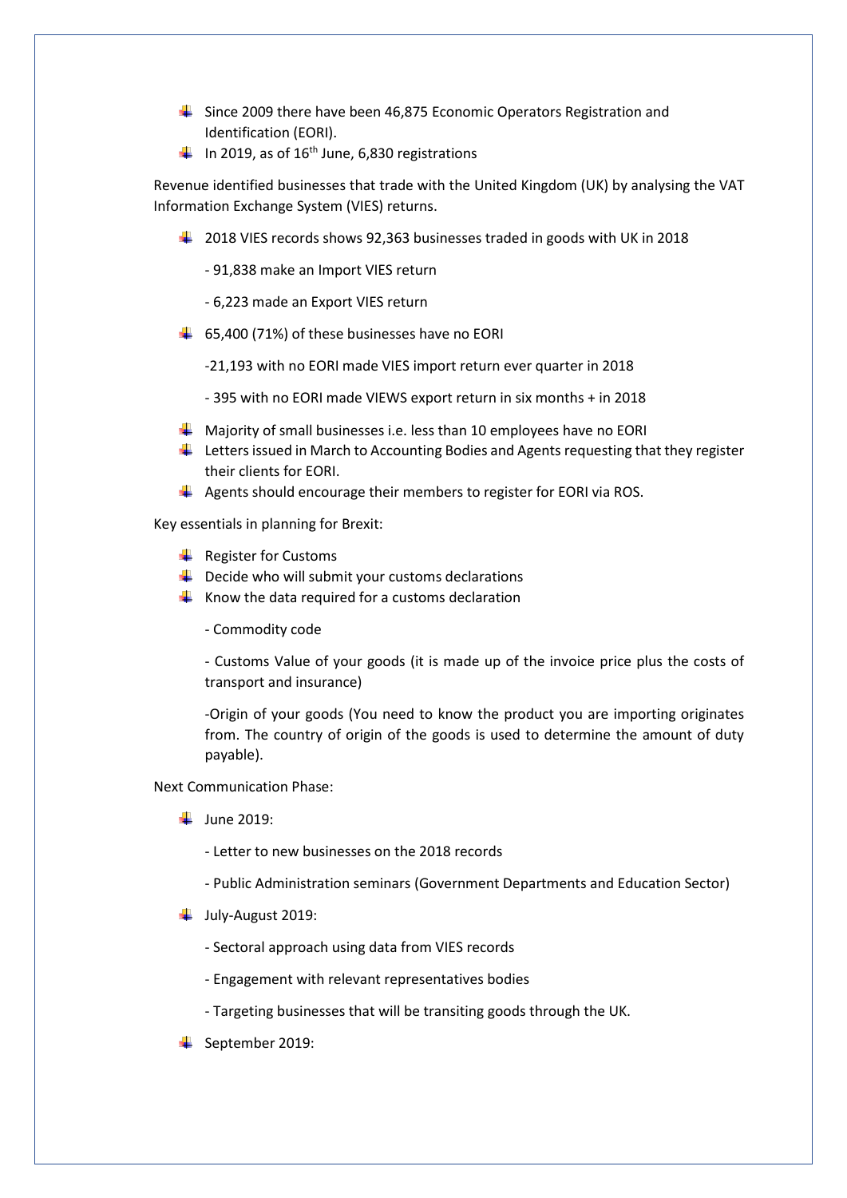- Since 2009 there have been 46,875 Economic Operators Registration and Identification (EORI).
- In 2019, as of 16th June, 6,830 registrations

Revenue identified businesses that trade with the United Kingdom (UK) by analysing the VAT Information Exchange System (VIES) returns.

- 2018 VIES records shows 92,363 businesses traded in goods with UK in 2018

  - 91,838 make an Import VIES return

  - 6,223 made an Export VIES return

- 65,400 (71%) of these businesses have no EORI

  -21,193 with no EORI made VIES import return ever quarter in 2018

  - 395 with no EORI made VIEWS export return in six months + in 2018

- Majority of small businesses i.e. less than 10 employees have no EORI
- Letters issued in March to Accounting Bodies and Agents requesting that they register their clients for EORI.
- Agents should encourage their members to register for EORI via ROS.

Key essentials in planning for Brexit:

- Register for Customs
- Decide who will submit your customs declarations
- Know the data required for a customs declaration

  - Commodity code

  - Customs Value of your goods (it is made up of the invoice price plus the costs of transport and insurance)

  -Origin of your goods (You need to know the product you are importing originates from. The country of origin of the goods is used to determine the amount of duty payable).

Next Communication Phase:

- June 2019:

  - Letter to new businesses on the 2018 records

  - Public Administration seminars (Government Departments and Education Sector)

- July-August 2019:

  - Sectoral approach using data from VIES records

  - Engagement with relevant representatives bodies

  - Targeting businesses that will be transiting goods through the UK.

- September 2019: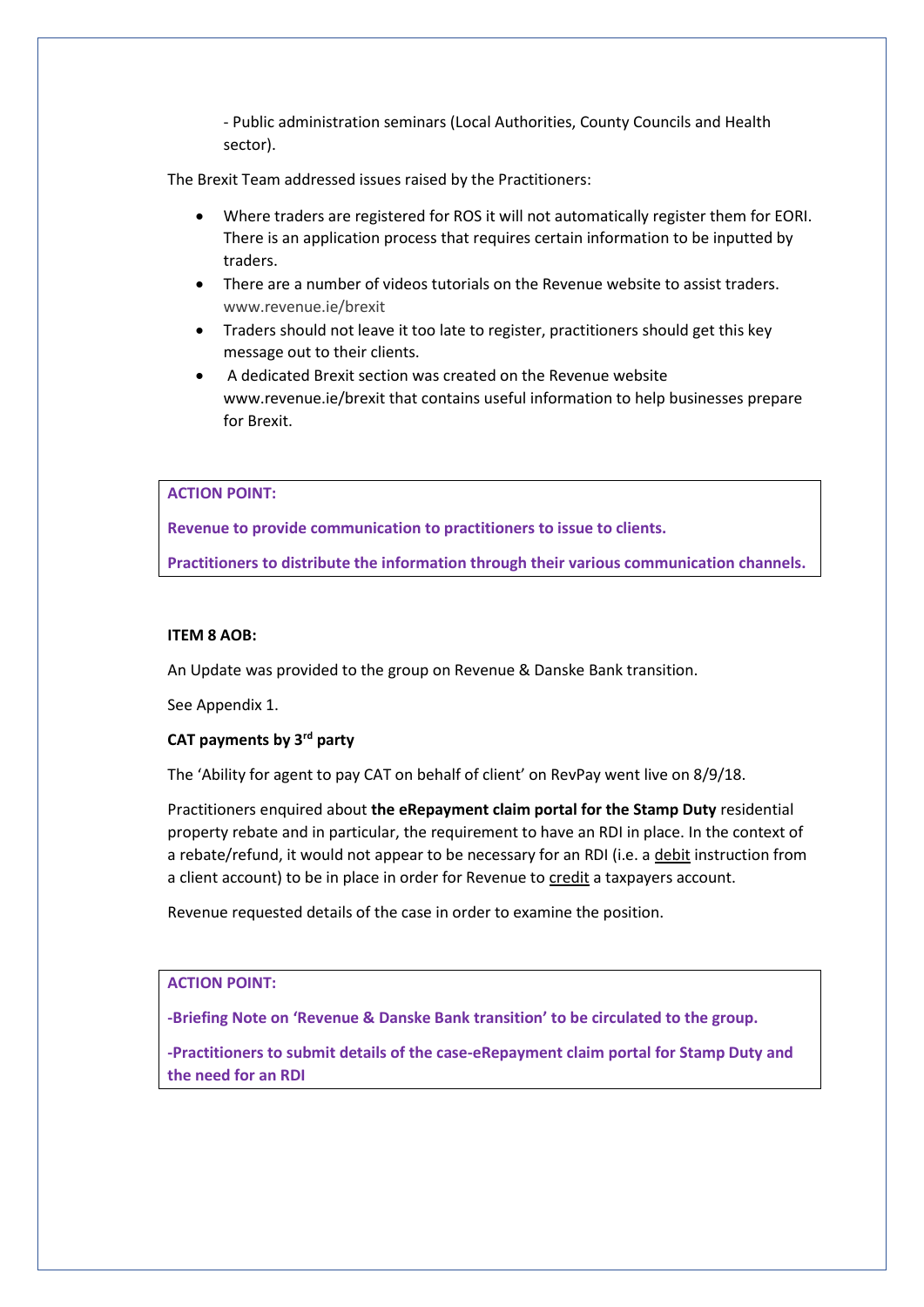- Public administration seminars (Local Authorities, County Councils and Health sector).

The Brexit Team addressed issues raised by the Practitioners:

- Where traders are registered for ROS it will not automatically register them for EORI. There is an application process that requires certain information to be inputted by traders.
- There are a number of videos tutorials on the Revenue website to assist traders. www.revenue.ie/brexit
- Traders should not leave it too late to register, practitioners should get this key message out to their clients.
- A dedicated Brexit section was created on the Revenue website www.revenue.ie/brexit that contains useful information to help businesses prepare for Brexit.

> **ACTION POINT:**
>
> **Revenue to provide communication to practitioners to issue to clients.**
>
> **Practitioners to distribute the information through their various communication channels.**

**ITEM 8 AOB:**

An Update was provided to the group on Revenue & Danske Bank transition.

See Appendix 1.

**CAT payments by 3rd party**

The 'Ability for agent to pay CAT on behalf of client' on RevPay went live on 8/9/18.

Practitioners enquired about **the eRepayment claim portal for the Stamp Duty** residential property rebate and in particular, the requirement to have an RDI in place. In the context of a rebate/refund, it would not appear to be necessary for an RDI (i.e. a debit instruction from a client account) to be in place in order for Revenue to credit a taxpayers account.

Revenue requested details of the case in order to examine the position.

> **ACTION POINT:**
>
> **-Briefing Note on 'Revenue & Danske Bank transition' to be circulated to the group.**
>
> **-Practitioners to submit details of the case-eRepayment claim portal for Stamp Duty and the need for an RDI**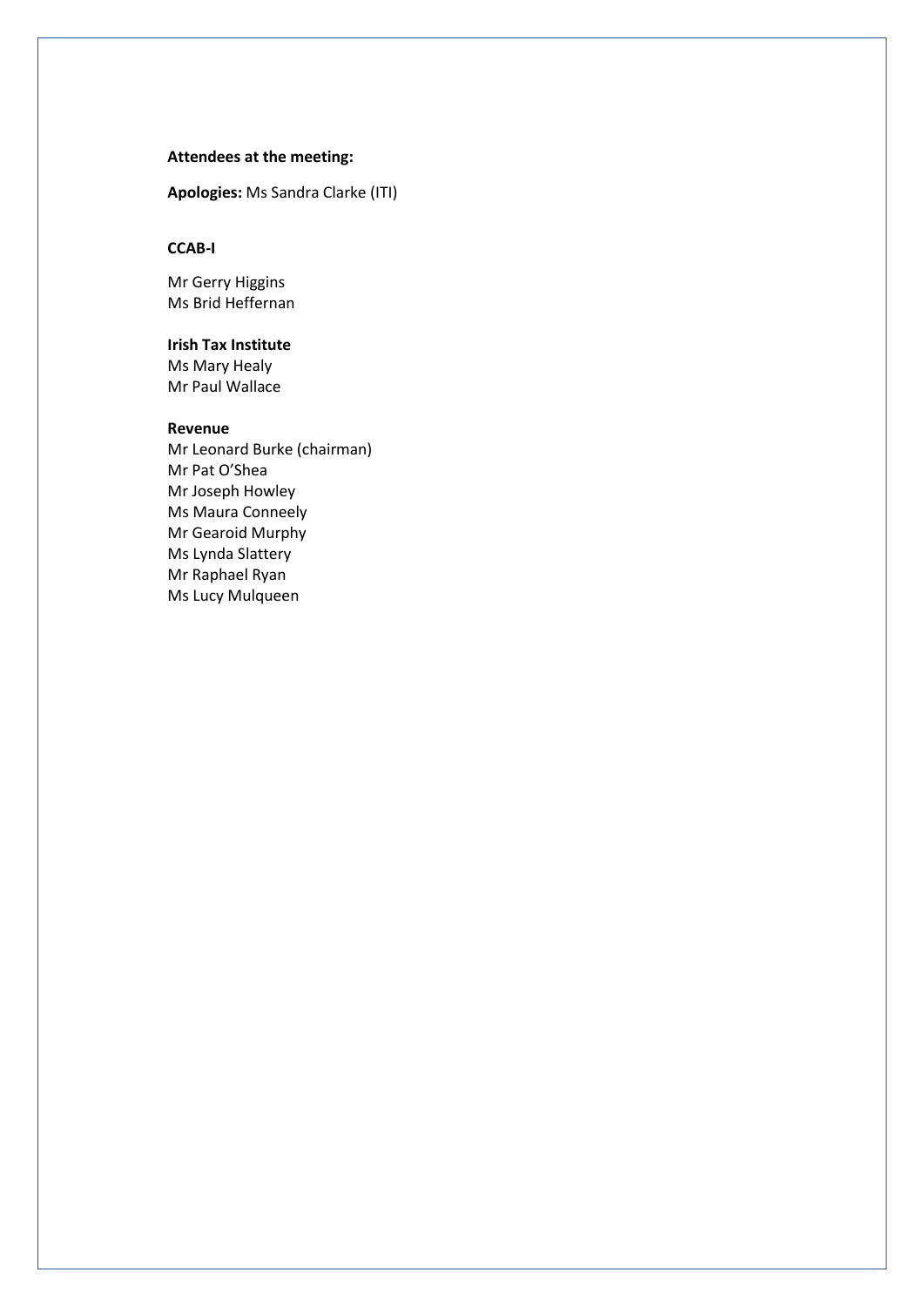**Attendees at the meeting:**

**Apologies:** Ms Sandra Clarke (ITI)

**CCAB-I**

Mr Gerry Higgins
Ms Brid Heffernan

**Irish Tax Institute**

Ms Mary Healy
Mr Paul Wallace

**Revenue**

Mr Leonard Burke (chairman)
Mr Pat O'Shea
Mr Joseph Howley
Ms Maura Conneely
Mr Gearoid Murphy
Ms Lynda Slattery
Mr Raphael Ryan
Ms Lucy Mulqueen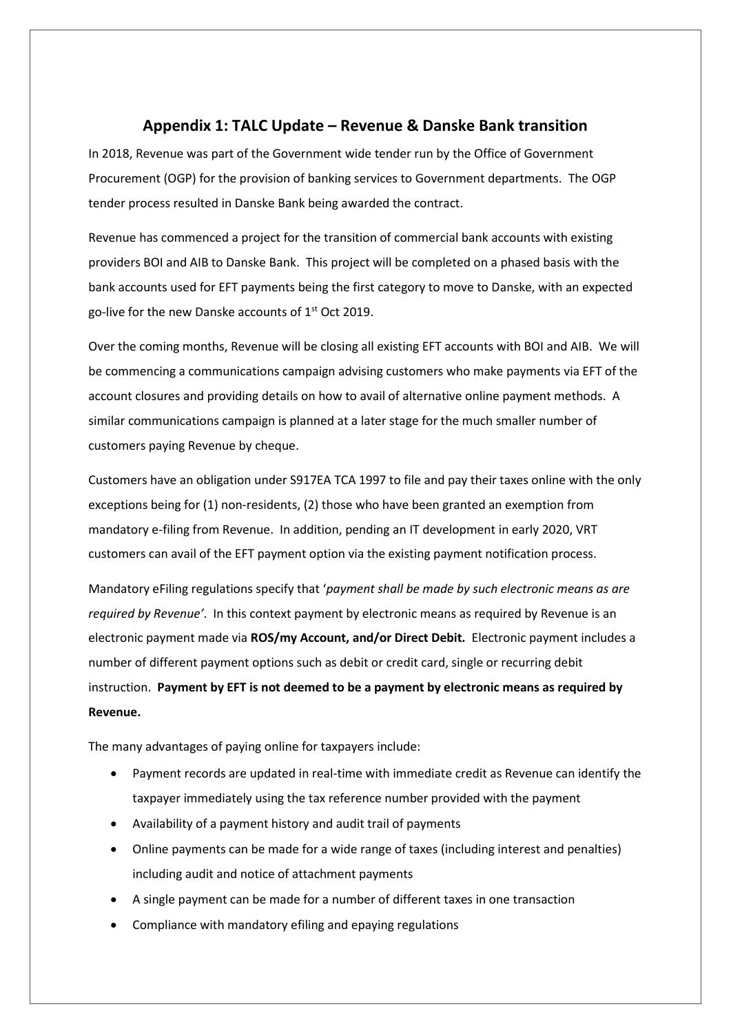## Appendix 1: TALC Update – Revenue & Danske Bank transition

In 2018, Revenue was part of the Government wide tender run by the Office of Government Procurement (OGP) for the provision of banking services to Government departments. The OGP tender process resulted in Danske Bank being awarded the contract.

Revenue has commenced a project for the transition of commercial bank accounts with existing providers BOI and AIB to Danske Bank. This project will be completed on a phased basis with the bank accounts used for EFT payments being the first category to move to Danske, with an expected go-live for the new Danske accounts of 1st Oct 2019.

Over the coming months, Revenue will be closing all existing EFT accounts with BOI and AIB. We will be commencing a communications campaign advising customers who make payments via EFT of the account closures and providing details on how to avail of alternative online payment methods. A similar communications campaign is planned at a later stage for the much smaller number of customers paying Revenue by cheque.

Customers have an obligation under S917EA TCA 1997 to file and pay their taxes online with the only exceptions being for (1) non-residents, (2) those who have been granted an exemption from mandatory e-filing from Revenue. In addition, pending an IT development in early 2020, VRT customers can avail of the EFT payment option via the existing payment notification process.

Mandatory eFiling regulations specify that '*payment shall be made by such electronic means as are required by Revenue'*. In this context payment by electronic means as required by Revenue is an electronic payment made via **ROS/my Account, and/or Direct Debit.** Electronic payment includes a number of different payment options such as debit or credit card, single or recurring debit instruction. **Payment by EFT is not deemed to be a payment by electronic means as required by Revenue.**

The many advantages of paying online for taxpayers include:

- Payment records are updated in real-time with immediate credit as Revenue can identify the taxpayer immediately using the tax reference number provided with the payment
- Availability of a payment history and audit trail of payments
- Online payments can be made for a wide range of taxes (including interest and penalties) including audit and notice of attachment payments
- A single payment can be made for a number of different taxes in one transaction
- Compliance with mandatory efiling and epaying regulations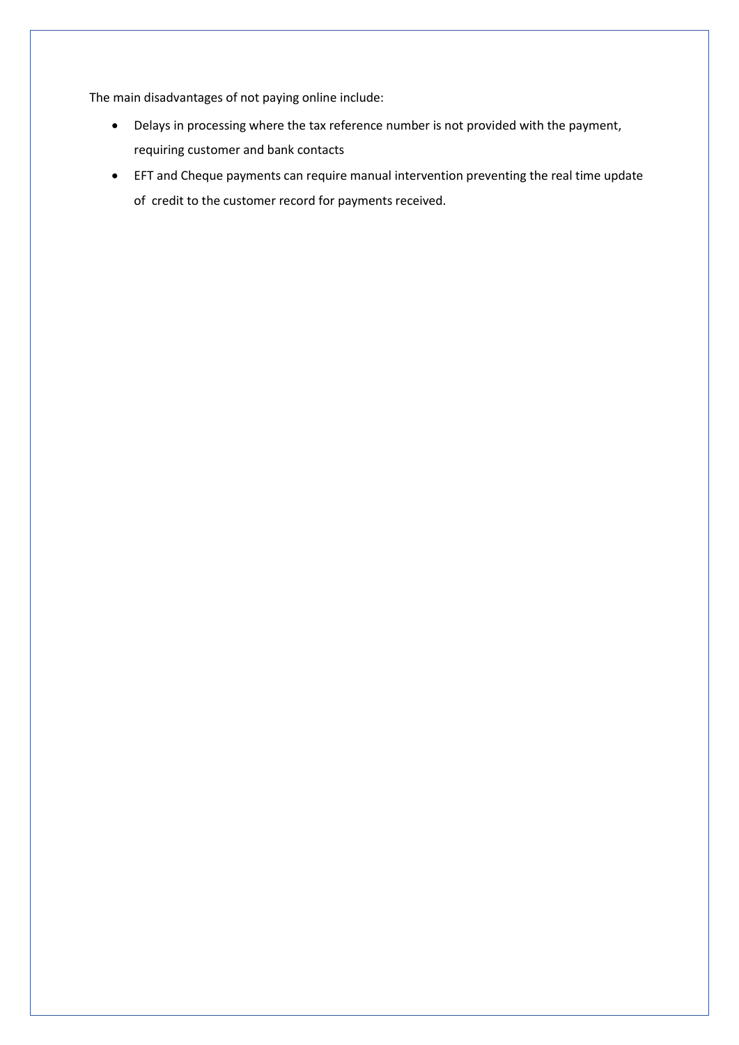The main disadvantages of not paying online include:

- Delays in processing where the tax reference number is not provided with the payment, requiring customer and bank contacts
- EFT and Cheque payments can require manual intervention preventing the real time update of credit to the customer record for payments received.